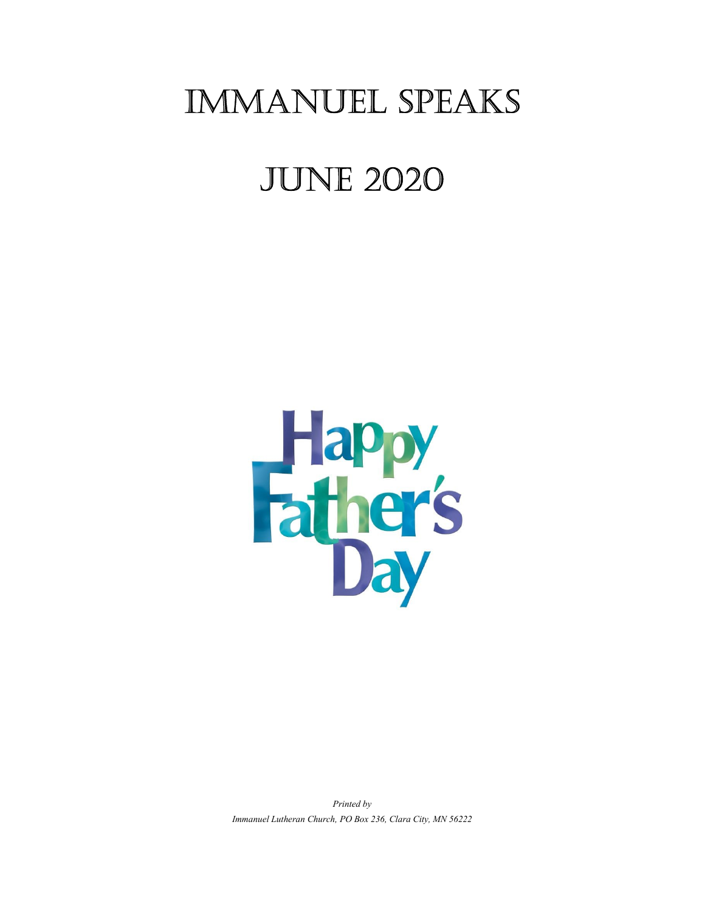# IMMANUEL SPEAKS

# JUNE 2020

Happy Father's Day

*Printed by*
*Immanuel Lutheran Church, PO Box 236, Clara City, MN 56222*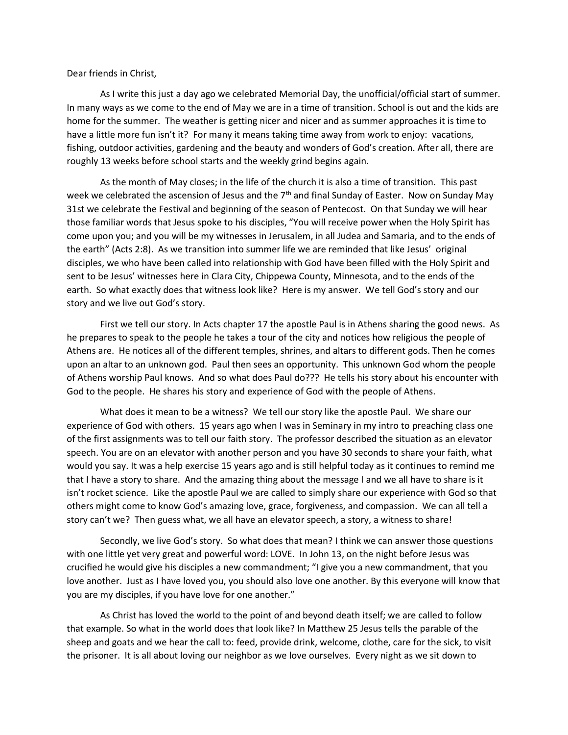Dear friends in Christ,

As I write this just a day ago we celebrated Memorial Day, the unofficial/official start of summer. In many ways as we come to the end of May we are in a time of transition. School is out and the kids are home for the summer. The weather is getting nicer and nicer and as summer approaches it is time to have a little more fun isn't it? For many it means taking time away from work to enjoy: vacations, fishing, outdoor activities, gardening and the beauty and wonders of God's creation. After all, there are roughly 13 weeks before school starts and the weekly grind begins again.

As the month of May closes; in the life of the church it is also a time of transition. This past week we celebrated the ascension of Jesus and the 7th and final Sunday of Easter. Now on Sunday May 31st we celebrate the Festival and beginning of the season of Pentecost. On that Sunday we will hear those familiar words that Jesus spoke to his disciples, "You will receive power when the Holy Spirit has come upon you; and you will be my witnesses in Jerusalem, in all Judea and Samaria, and to the ends of the earth" (Acts 2:8). As we transition into summer life we are reminded that like Jesus' original disciples, we who have been called into relationship with God have been filled with the Holy Spirit and sent to be Jesus' witnesses here in Clara City, Chippewa County, Minnesota, and to the ends of the earth. So what exactly does that witness look like? Here is my answer. We tell God's story and our story and we live out God's story.

First we tell our story. In Acts chapter 17 the apostle Paul is in Athens sharing the good news. As he prepares to speak to the people he takes a tour of the city and notices how religious the people of Athens are. He notices all of the different temples, shrines, and altars to different gods. Then he comes upon an altar to an unknown god. Paul then sees an opportunity. This unknown God whom the people of Athens worship Paul knows. And so what does Paul do??? He tells his story about his encounter with God to the people. He shares his story and experience of God with the people of Athens.

What does it mean to be a witness? We tell our story like the apostle Paul. We share our experience of God with others. 15 years ago when I was in Seminary in my intro to preaching class one of the first assignments was to tell our faith story. The professor described the situation as an elevator speech. You are on an elevator with another person and you have 30 seconds to share your faith, what would you say. It was a help exercise 15 years ago and is still helpful today as it continues to remind me that I have a story to share. And the amazing thing about the message I and we all have to share is it isn't rocket science. Like the apostle Paul we are called to simply share our experience with God so that others might come to know God's amazing love, grace, forgiveness, and compassion. We can all tell a story can't we? Then guess what, we all have an elevator speech, a story, a witness to share!

Secondly, we live God's story. So what does that mean? I think we can answer those questions with one little yet very great and powerful word: LOVE. In John 13, on the night before Jesus was crucified he would give his disciples a new commandment; "I give you a new commandment, that you love another. Just as I have loved you, you should also love one another. By this everyone will know that you are my disciples, if you have love for one another."

As Christ has loved the world to the point of and beyond death itself; we are called to follow that example. So what in the world does that look like? In Matthew 25 Jesus tells the parable of the sheep and goats and we hear the call to: feed, provide drink, welcome, clothe, care for the sick, to visit the prisoner. It is all about loving our neighbor as we love ourselves. Every night as we sit down to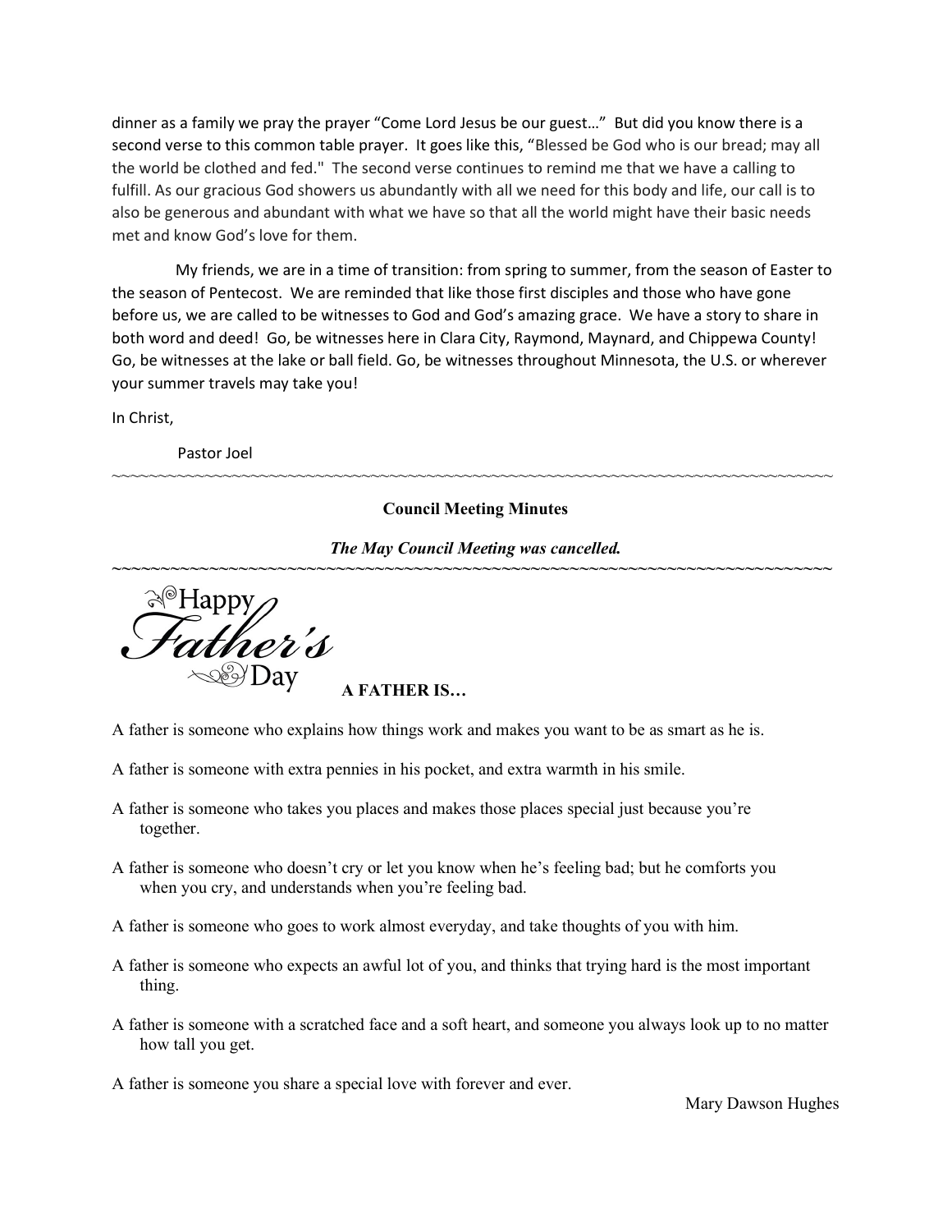dinner as a family we pray the prayer "Come Lord Jesus be our guest…" But did you know there is a second verse to this common table prayer. It goes like this, "Blessed be God who is our bread; may all the world be clothed and fed." The second verse continues to remind me that we have a calling to fulfill. As our gracious God showers us abundantly with all we need for this body and life, our call is to also be generous and abundant with what we have so that all the world might have their basic needs met and know God's love for them.

My friends, we are in a time of transition: from spring to summer, from the season of Easter to the season of Pentecost. We are reminded that like those first disciples and those who have gone before us, we are called to be witnesses to God and God's amazing grace. We have a story to share in both word and deed! Go, be witnesses here in Clara City, Raymond, Maynard, and Chippewa County! Go, be witnesses at the lake or ball field. Go, be witnesses throughout Minnesota, the U.S. or wherever your summer travels may take you!

In Christ,

Pastor Joel

~~~~~~~~~~~~~~~~~~~~~~~~~~~~~~~~~~~~~~~~~~~~~~~~~~~~~~~~~~~~~~~~~~~~~~~~~~~~~~~~

**Council Meeting Minutes**

***The May Council Meeting was cancelled.***

~~~~~~~~~~~~~~~~~~~~~~~~~~~~~~~~~~~~~~~~~~~~~~~~~~~~~~~~~~~~~~~~~~~~~~~~~~~~~~~~

Happy Father's Day

**A FATHER IS…**

A father is someone who explains how things work and makes you want to be as smart as he is.

A father is someone with extra pennies in his pocket, and extra warmth in his smile.

A father is someone who takes you places and makes those places special just because you're together.

A father is someone who doesn't cry or let you know when he's feeling bad; but he comforts you when you cry, and understands when you're feeling bad.

A father is someone who goes to work almost everyday, and take thoughts of you with him.

A father is someone who expects an awful lot of you, and thinks that trying hard is the most important thing.

A father is someone with a scratched face and a soft heart, and someone you always look up to no matter how tall you get.

A father is someone you share a special love with forever and ever.

Mary Dawson Hughes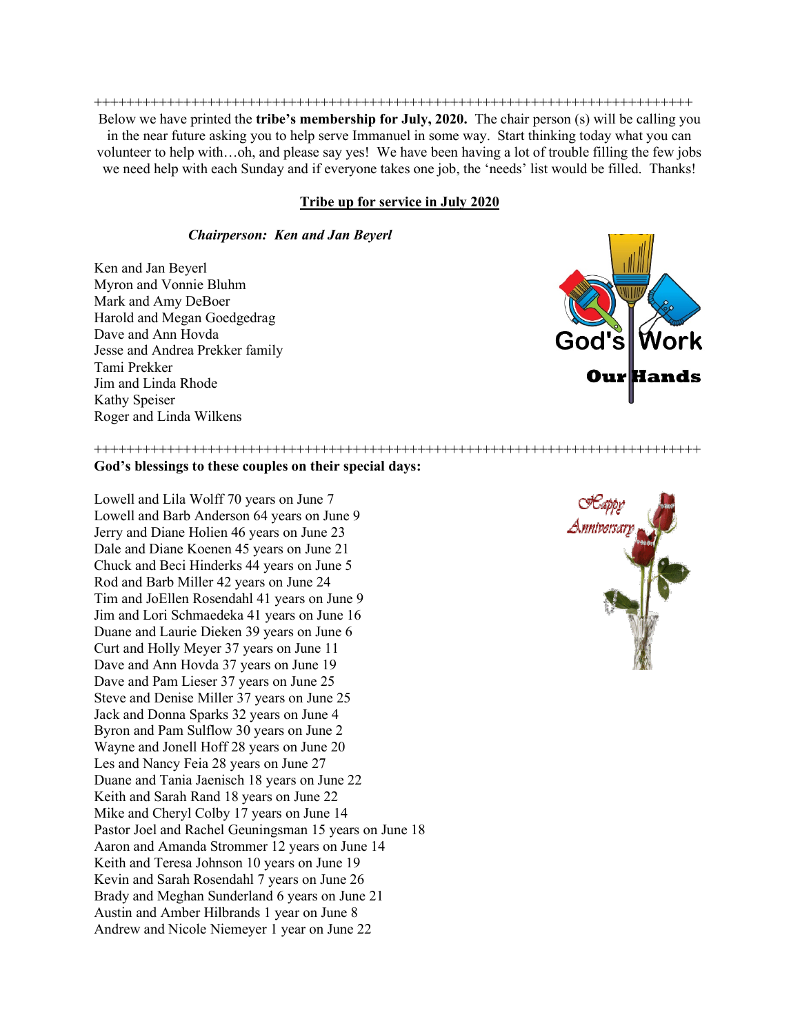++++++++++++++++++++++++++++++++++++++++++++++++++++++++++++++++++++++++++++

Below we have printed the **tribe's membership for July, 2020.** The chair person (s) will be calling you in the near future asking you to help serve Immanuel in some way. Start thinking today what you can volunteer to help with…oh, and please say yes! We have been having a lot of trouble filling the few jobs we need help with each Sunday and if everyone takes one job, the 'needs' list would be filled. Thanks!

**<u>Tribe up for service in July 2020</u>**

***Chairperson: Ken and Jan Beyerl***

Ken and Jan Beyerl
Myron and Vonnie Bluhm
Mark and Amy DeBoer
Harold and Megan Goedgedrag
Dave and Ann Hovda
Jesse and Andrea Prekker family
Tami Prekker
Jim and Linda Rhode
Kathy Speiser
Roger and Linda Wilkens

God's Work
Our Hands

++++++++++++++++++++++++++++++++++++++++++++++++++++++++++++++++++++++++++++

**God's blessings to these couples on their special days:**

Lowell and Lila Wolff 70 years on June 7
Lowell and Barb Anderson 64 years on June 9
Jerry and Diane Holien 46 years on June 23
Dale and Diane Koenen 45 years on June 21
Chuck and Beci Hinderks 44 years on June 5
Rod and Barb Miller 42 years on June 24
Tim and JoEllen Rosendahl 41 years on June 9
Jim and Lori Schmaedeka 41 years on June 16
Duane and Laurie Dieken 39 years on June 6
Curt and Holly Meyer 37 years on June 11
Dave and Ann Hovda 37 years on June 19
Dave and Pam Lieser 37 years on June 25
Steve and Denise Miller 37 years on June 25
Jack and Donna Sparks 32 years on June 4
Byron and Pam Sulflow 30 years on June 2
Wayne and Jonell Hoff 28 years on June 20
Les and Nancy Feia 28 years on June 27
Duane and Tania Jaenisch 18 years on June 22
Keith and Sarah Rand 18 years on June 22
Mike and Cheryl Colby 17 years on June 14
Pastor Joel and Rachel Geuningsman 15 years on June 18
Aaron and Amanda Strommer 12 years on June 14
Keith and Teresa Johnson 10 years on June 19
Kevin and Sarah Rosendahl 7 years on June 26
Brady and Meghan Sunderland 6 years on June 21
Austin and Amber Hilbrands 1 year on June 8
Andrew and Nicole Niemeyer 1 year on June 22

Happy Anniversary